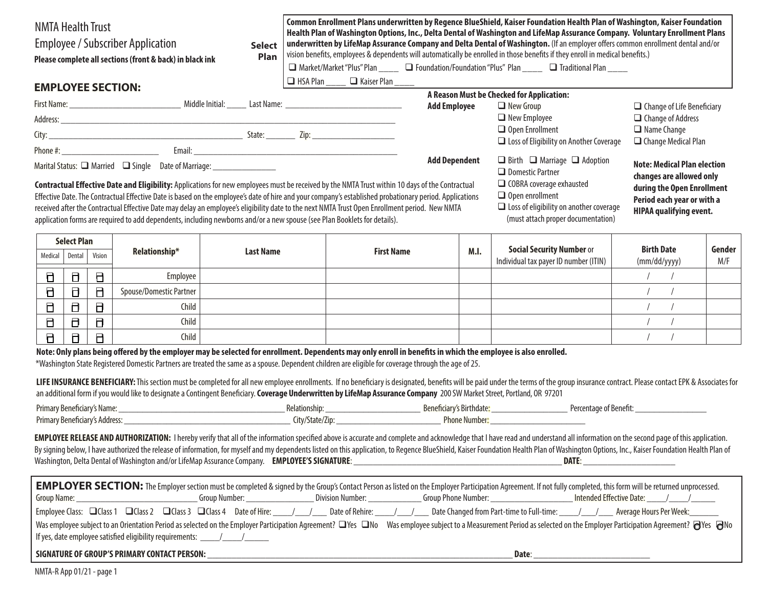NMTA Health Trust

Employee / Subscriber Application

**Please complete all sections (front & back) in black ink**

**Select Plan**

**Common Enrollment Plans underwritten by Regence BlueShield, Kaiser Foundation Health Plan of Washington, Kaiser Foundation Health Plan of Washington Options, Inc., Delta Dental of Washington and LifeMap Assurance Company. Voluntary Enrollment Plans underwritten by LifeMap Assurance Company and Delta Dental of Washington.** (If an employer offers common enrollment dental and/or vision benefits, employees & dependents will automatically be enrolled in those benefits if they enroll in medical benefits.)

❑ Market/Market "Plus" Plan _____ ❑ Foundation/Foundation "Plus" Plan _____ ❑ Traditional Plan _____

❑ HSA Plan _____ ❑ Kaiser Plan _____

## EMPLOYEE SECTION:

First Name: ___________________________ Middle Initial: _____ Last Name: ____________________________

Address: ______________________________________________________________________________

City: ________________________________________________ State: _______ Zip: ____________________

Phone #: ________________________ Email: _________________________________________________

Marital Status: ❑ Married ❑ Single Date of Marriage: _______________

**A Reason Must be Checked for Application:**

**Add Employee**
- ❑ New Group
- ❑ New Employee
- ❑ Open Enrollment
- ❑ Loss of Eligibility on Another Coverage
- ❑ Change of Life Beneficiary
- ❑ Change of Address
- ❑ Name Change
- ❑ Change Medical Plan

**Add Dependent**
- ❑ Birth ❑ Marriage ❑ Adoption
- ❑ Domestic Partner
- ❑ COBRA coverage exhausted
- ❑ Open enrollment
- ❑ Loss of eligibility on another coverage (must attach proper documentation)

**Note: Medical Plan election changes are allowed only during the Open Enrollment Period each year or with a HIPAA qualifying event.**

**Contractual Effective Date and Eligibility:** Applications for new employees must be received by the NMTA Trust within 10 days of the Contractual Effective Date. The Contractual Effective Date is based on the employee's date of hire and your company's established probationary period. Applications received after the Contractual Effective Date may delay an employee's eligibility date to the next NMTA Trust Open Enrollment period. New NMTA application forms are required to add dependents, including newborns and/or a new spouse (see Plan Booklets for details).

| Select Plan | | | Relationship* | Last Name | First Name | M.I. | Social Security Number or Individual tax payer ID number (ITIN) | Birth Date (mm/dd/yyyy) | Gender M/F |
|---|---|---|---|---|---|---|---|---|---|
| Medical | Dental | Vision | | | | | | | |
| ❑ | ❑ | ❑ | Employee | | | | | / / | |
| ❑ | ❑ | ❑ | Spouse/Domestic Partner | | | | | / / | |
| ❑ | ❑ | ❑ | Child | | | | | / / | |
| ❑ | ❑ | ❑ | Child | | | | | / / | |
| ❑ | ❑ | ❑ | Child | | | | | / / | |

**Note: Only plans being offered by the employer may be selected for enrollment. Dependents may only enroll in benefits in which the employee is also enrolled.**

*Washington State Registered Domestic Partners are treated the same as a spouse. Dependent children are eligible for coverage through the age of 25.

**LIFE INSURANCE BENEFICIARY:** This section must be completed for all new employee enrollments. If no beneficiary is designated, benefits will be paid under the terms of the group insurance contract. Please contact EPK & Associates for an additional form if you would like to designate a Contingent Beneficiary. **Coverage Underwritten by LifeMap Assurance Company** 200 SW Market Street, Portland, OR 97201

Primary Beneficiary's Name: ________________________ Relationship: ______________ Beneficiary's Birthdate: ____________ Percentage of Benefit: ____________

Primary Beneficiary's Address: ________________________ City/State/Zip: ________________ Phone Number: ______________

**EMPLOYEE RELEASE AND AUTHORIZATION:** I hereby verify that all of the information specified above is accurate and complete and acknowledge that I have read and understand all information on the second page of this application. By signing below, I have authorized the release of information, for myself and my dependents listed on this application, to Regence BlueShield, Kaiser Foundation Health Plan of Washington Options, Inc., Kaiser Foundation Health Plan of Washington, Delta Dental of Washington and/or LifeMap Assurance Company. **EMPLOYEE'S SIGNATURE**: ______________________________ **DATE**: ______________

**EMPLOYER SECTION:** The Employer section must be completed & signed by the Group's Contact Person as listed on the Employer Participation Agreement. If not fully completed, this form will be returned unprocessed.

Group Name: ____________________ Group Number: ____________ Division Number: __________ Group Phone Number: ______________ Intended Effective Date: _____/_____/______

Employee Class: ❑Class 1 ❑Class 2 ❑Class 3 ❑Class 4 Date of Hire: _____/____/____ Date of Rehire: _____/____/____ Date Changed from Part-time to Full-time: _____/____/____ Average Hours Per Week:_______

Was employee subject to an Orientation Period as selected on the Employer Participation Agreement? ❑Yes ❑No Was employee subject to a Measurement Period as selected on the Employer Participation Agreement? ❑Yes ❑No

If yes, date employee satisfied eligibility requirements: _____/_____/______

**SIGNATURE OF GROUP'S PRIMARY CONTACT PERSON:** ______________________________________ **Date**: ____________________

NMTA-R App 01/21 - page 1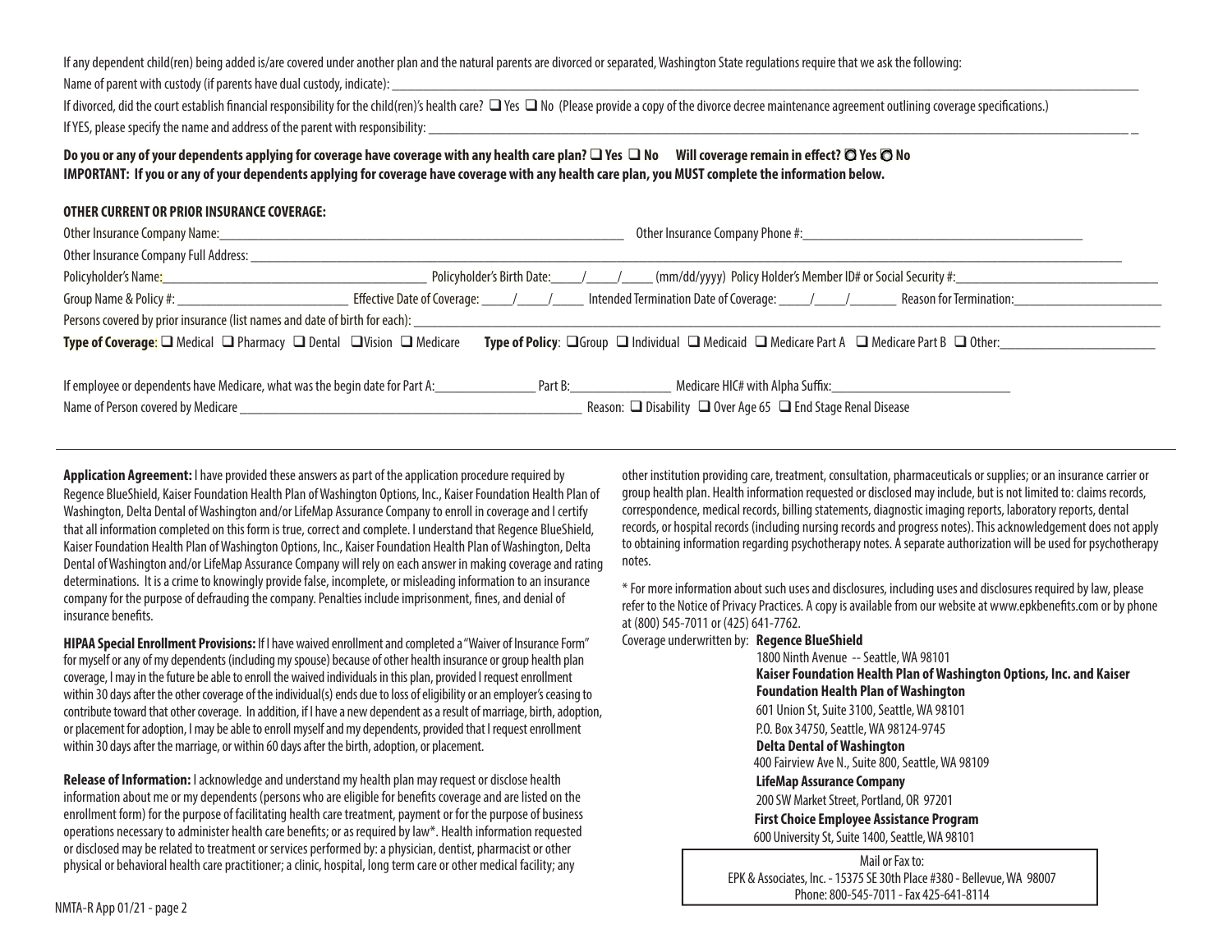If any dependent child(ren) being added is/are covered under another plan and the natural parents are divorced or separated, Washington State regulations require that we ask the following:

Name of parent with custody (if parents have dual custody, indicate): ____________________

If divorced, did the court establish financial responsibility for the child(ren)'s health care? ❑ Yes ❑ No (Please provide a copy of the divorce decree maintenance agreement outlining coverage specifications.)

If YES, please specify the name and address of the parent with responsibility: ____________________

**Do you or any of your dependents applying for coverage have coverage with any health care plan? ❑ Yes ❑ No  Will coverage remain in effect? ❍ Yes ❍ No**

**IMPORTANT: If you or any of your dependents applying for coverage have coverage with any health care plan, you MUST complete the information below.**

**OTHER CURRENT OR PRIOR INSURANCE COVERAGE:**

Other Insurance Company Name: ____________________ Other Insurance Company Phone #: ____________________

Other Insurance Company Full Address: ____________________

Policyholder's Name: ____________________ Policyholder's Birth Date: ____/____/____ (mm/dd/yyyy) Policy Holder's Member ID# or Social Security #: ____________________

Group Name & Policy #: ____________________ Effective Date of Coverage: ____/____/____ Intended Termination Date of Coverage: ____/____/____ Reason for Termination: ____________________

Persons covered by prior insurance (list names and date of birth for each): ____________________

**Type of Coverage**: ❑ Medical ❑ Pharmacy ❑ Dental ❑ Vision ❑ Medicare  **Type of Policy**: ❑ Group ❑ Individual ❑ Medicaid ❑ Medicare Part A ❑ Medicare Part B ❑ Other: ____________________

If employee or dependents have Medicare, what was the begin date for Part A: ____________ Part B: ____________ Medicare HIC# with Alpha Suffix: ____________________

Name of Person covered by Medicare ____________________ Reason: ❑ Disability ❑ Over Age 65 ❑ End Stage Renal Disease

---

**Application Agreement:** I have provided these answers as part of the application procedure required by Regence BlueShield, Kaiser Foundation Health Plan of Washington Options, Inc., Kaiser Foundation Health Plan of Washington, Delta Dental of Washington and/or LifeMap Assurance Company to enroll in coverage and I certify that all information completed on this form is true, correct and complete. I understand that Regence BlueShield, Kaiser Foundation Health Plan of Washington Options, Inc., Kaiser Foundation Health Plan of Washington, Delta Dental of Washington and/or LifeMap Assurance Company will rely on each answer in making coverage and rating determinations. It is a crime to knowingly provide false, incomplete, or misleading information to an insurance company for the purpose of defrauding the company. Penalties include imprisonment, fines, and denial of insurance benefits.

**HIPAA Special Enrollment Provisions:** If I have waived enrollment and completed a "Waiver of Insurance Form" for myself or any of my dependents (including my spouse) because of other health insurance or group health plan coverage, I may in the future be able to enroll the waived individuals in this plan, provided I request enrollment within 30 days after the other coverage of the individual(s) ends due to loss of eligibility or an employer's ceasing to contribute toward that other coverage. In addition, if I have a new dependent as a result of marriage, birth, adoption, or placement for adoption, I may be able to enroll myself and my dependents, provided that I request enrollment within 30 days after the marriage, or within 60 days after the birth, adoption, or placement.

**Release of Information:** I acknowledge and understand my health plan may request or disclose health information about me or my dependents (persons who are eligible for benefits coverage and are listed on the enrollment form) for the purpose of facilitating health care treatment, payment or for the purpose of business operations necessary to administer health care benefits; or as required by law*. Health information requested or disclosed may be related to treatment or services performed by: a physician, dentist, pharmacist or other physical or behavioral health care practitioner; a clinic, hospital, long term care or other medical facility; any other institution providing care, treatment, consultation, pharmaceuticals or supplies; or an insurance carrier or group health plan. Health information requested or disclosed may include, but is not limited to: claims records, correspondence, medical records, billing statements, diagnostic imaging reports, laboratory reports, dental records, or hospital records (including nursing records and progress notes). This acknowledgement does not apply to obtaining information regarding psychotherapy notes. A separate authorization will be used for psychotherapy notes.

* For more information about such uses and disclosures, including uses and disclosures required by law, please refer to the Notice of Privacy Practices. A copy is available from our website at www.epkbenefits.com or by phone at (800) 545-7011 or (425) 641-7762.

Coverage underwritten by: **Regence BlueShield**
1800 Ninth Avenue -- Seattle, WA 98101
**Kaiser Foundation Health Plan of Washington Options, Inc. and Kaiser Foundation Health Plan of Washington**
601 Union St, Suite 3100, Seattle, WA 98101
P.O. Box 34750, Seattle, WA 98124-9745
**Delta Dental of Washington**
400 Fairview Ave N., Suite 800, Seattle, WA 98109
**LifeMap Assurance Company**
200 SW Market Street, Portland, OR 97201
**First Choice Employee Assistance Program**
600 University St, Suite 1400, Seattle, WA 98101

Mail or Fax to:
EPK & Associates, Inc. - 15375 SE 30th Place #380 - Bellevue, WA 98007
Phone: 800-545-7011 - Fax 425-641-8114

NMTA-R App 01/21 - page 2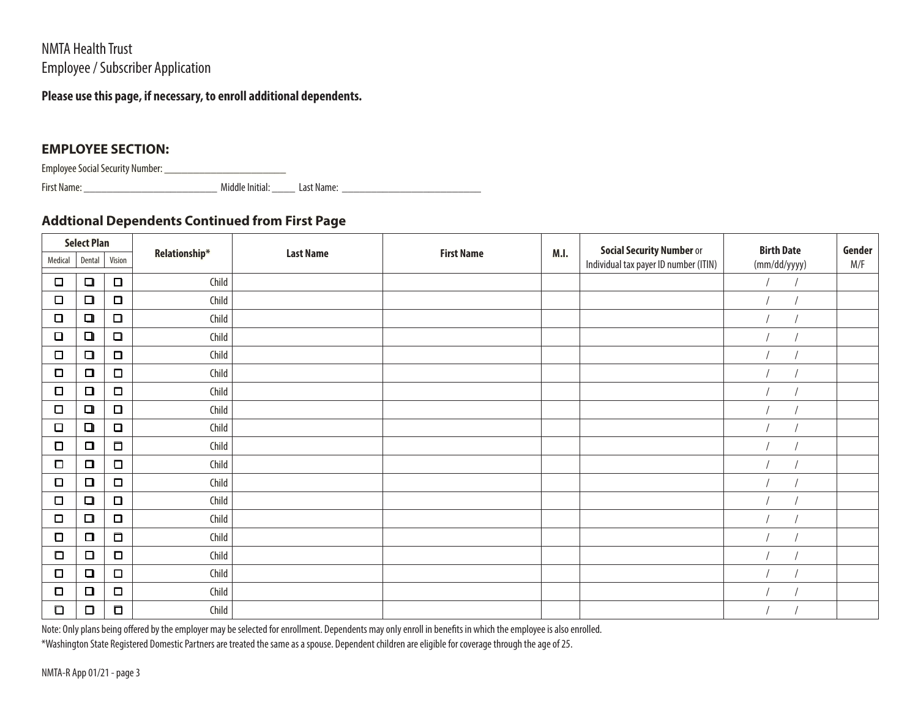NMTA Health Trust
Employee / Subscriber Application

**Please use this page, if necessary, to enroll additional dependents.**

## EMPLOYEE SECTION:

Employee Social Security Number: \_\_\_\_\_\_\_\_\_\_\_\_\_\_\_\_\_\_\_\_\_\_\_\_\_\_

First Name: \_\_\_\_\_\_\_\_\_\_\_\_\_\_\_\_\_\_\_\_\_\_\_\_\_\_\_\_ Middle Initial: \_\_\_\_\_ Last Name: \_\_\_\_\_\_\_\_\_\_\_\_\_\_\_\_\_\_\_\_\_\_\_\_\_\_\_\_\_\_

## Addtional Dependents Continued from First Page

| Select Plan | | | Relationship* | Last Name | First Name | M.I. | Social Security Number or Individual tax payer ID number (ITIN) | Birth Date (mm/dd/yyyy) | Gender M/F |
|---|---|---|---|---|---|---|---|---|---|
| Medical | Dental | Vision | | | | | | | |
| ☐ | ☐ | ☐ | Child | | | | | / / | |
| ☐ | ☐ | ☐ | Child | | | | | / / | |
| ☐ | ☐ | ☐ | Child | | | | | / / | |
| ☐ | ☐ | ☐ | Child | | | | | / / | |
| ☐ | ☐ | ☐ | Child | | | | | / / | |
| ☐ | ☐ | ☐ | Child | | | | | / / | |
| ☐ | ☐ | ☐ | Child | | | | | / / | |
| ☐ | ☐ | ☐ | Child | | | | | / / | |
| ☐ | ☐ | ☐ | Child | | | | | / / | |
| ☐ | ☐ | ☐ | Child | | | | | / / | |
| ☐ | ☐ | ☐ | Child | | | | | / / | |
| ☐ | ☐ | ☐ | Child | | | | | / / | |
| ☐ | ☐ | ☐ | Child | | | | | / / | |
| ☐ | ☐ | ☐ | Child | | | | | / / | |
| ☐ | ☐ | ☐ | Child | | | | | / / | |
| ☐ | ☐ | ☐ | Child | | | | | / / | |
| ☐ | ☐ | ☐ | Child | | | | | / / | |
| ☐ | ☐ | ☐ | Child | | | | | / / | |
| ☐ | ☐ | ☐ | Child | | | | | / / | |

Note: Only plans being offered by the employer may be selected for enrollment. Dependents may only enroll in benefits in which the employee is also enrolled.

*Washington State Registered Domestic Partners are treated the same as a spouse. Dependent children are eligible for coverage through the age of 25.

NMTA-R App 01/21 - page 3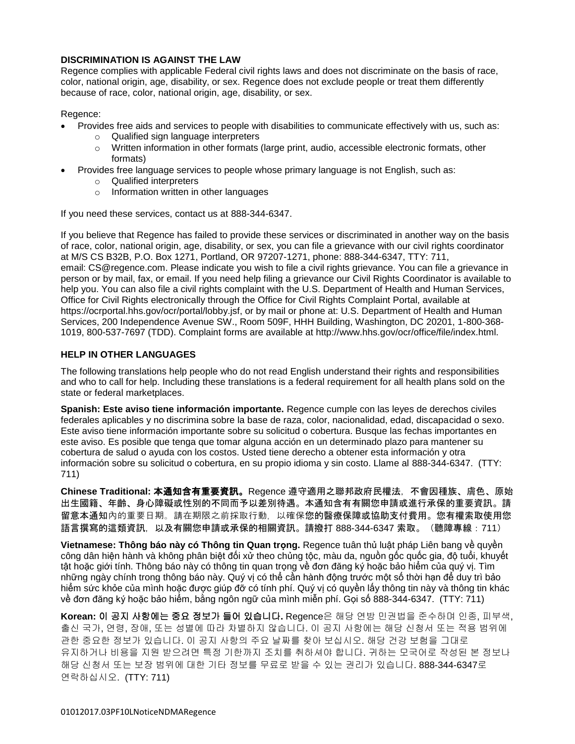**DISCRIMINATION IS AGAINST THE LAW**

Regence complies with applicable Federal civil rights laws and does not discriminate on the basis of race, color, national origin, age, disability, or sex. Regence does not exclude people or treat them differently because of race, color, national origin, age, disability, or sex.

Regence:

- Provides free aids and services to people with disabilities to communicate effectively with us, such as:
  - Qualified sign language interpreters
  - Written information in other formats (large print, audio, accessible electronic formats, other formats)
- Provides free language services to people whose primary language is not English, such as:
  - Qualified interpreters
  - Information written in other languages

If you need these services, contact us at 888-344-6347.

If you believe that Regence has failed to provide these services or discriminated in another way on the basis of race, color, national origin, age, disability, or sex, you can file a grievance with our civil rights coordinator at M/S CS B32B, P.O. Box 1271, Portland, OR 97207-1271, phone: 888-344-6347, TTY: 711, email: CS@regence.com. Please indicate you wish to file a civil rights grievance. You can file a grievance in person or by mail, fax, or email. If you need help filing a grievance our Civil Rights Coordinator is available to help you. You can also file a civil rights complaint with the U.S. Department of Health and Human Services, Office for Civil Rights electronically through the Office for Civil Rights Complaint Portal, available at https://ocrportal.hhs.gov/ocr/portal/lobby.jsf, or by mail or phone at: U.S. Department of Health and Human Services, 200 Independence Avenue SW., Room 509F, HHH Building, Washington, DC 20201, 1-800-368-1019, 800-537-7697 (TDD). Complaint forms are available at http://www.hhs.gov/ocr/office/file/index.html.

**HELP IN OTHER LANGUAGES**

The following translations help people who do not read English understand their rights and responsibilities and who to call for help. Including these translations is a federal requirement for all health plans sold on the state or federal marketplaces.

**Spanish: Este aviso tiene información importante.** Regence cumple con las leyes de derechos civiles federales aplicables y no discrimina sobre la base de raza, color, nacionalidad, edad, discapacidad o sexo. Este aviso tiene información importante sobre su solicitud o cobertura. Busque las fechas importantes en este aviso. Es posible que tenga que tomar alguna acción en un determinado plazo para mantener su cobertura de salud o ayuda con los costos. Usted tiene derecho a obtener esta información y otra información sobre su solicitud o cobertura, en su propio idioma y sin costo. Llame al 888-344-6347. (TTY: 711)

**Chinese Traditional: 本通知含有重要資訊。** Regence 遵守適用之聯邦政府民權法，不會因種族、膚色、原始出生國籍、年齡、身心障礙或性別的不同而予以差別待遇。本通知含有有關您申請或進行承保的重要資訊。請留意本通知內的重要日期。請在期限之前採取行動，以確保您的醫療保障或協助支付費用。您有權索取使用您語言撰寫的這類資訊，以及有關您申請或承保的相關資訊。請撥打 888-344-6347 索取。（聽障專線：711）

**Vietnamese: Thông báo này có Thông tin Quan trọng.** Regence tuân thủ luật pháp Liên bang về quyền công dân hiện hành và không phân biệt đối xử theo chủng tộc, màu da, nguồn gốc quốc gia, độ tuổi, khuyết tật hoặc giới tính. Thông báo này có thông tin quan trọng về đơn đăng ký hoặc bảo hiểm của quý vị. Tìm những ngày chính trong thông báo này. Quý vị có thể cần hành động trước một số thời hạn để duy trì bảo hiểm sức khỏe của mình hoặc được giúp đỡ có tính phí. Quý vị có quyền lấy thông tin này và thông tin khác về đơn đăng ký hoặc bảo hiểm, bằng ngôn ngữ của mình miễn phí. Gọi số 888-344-6347. (TTY: 711)

**Korean: 이 공지 사항에는 중요 정보가 들어 있습니다.** Regence은 해당 연방 민권법을 준수하며 인종, 피부색, 출신 국가, 연령, 장애, 또는 성별에 따라 차별하지 않습니다. 이 공지 사항에는 해당 신청서 또는 적용 범위에 관한 중요한 정보가 있습니다. 이 공지 사항의 주요 날짜를 찾아 보십시오. 해당 건강 보험을 그대로 유지하거나 비용을 지원 받으려면 특정 기한까지 조치를 취하셔야 합니다. 귀하는 모국어로 작성된 본 정보나 해당 신청서 또는 보장 범위에 대한 기타 정보를 무료로 받을 수 있는 권리가 있습니다. 888-344-6347로 연락하십시오. (TTY: 711)

01012017.03PF10LNoticeNDMARegence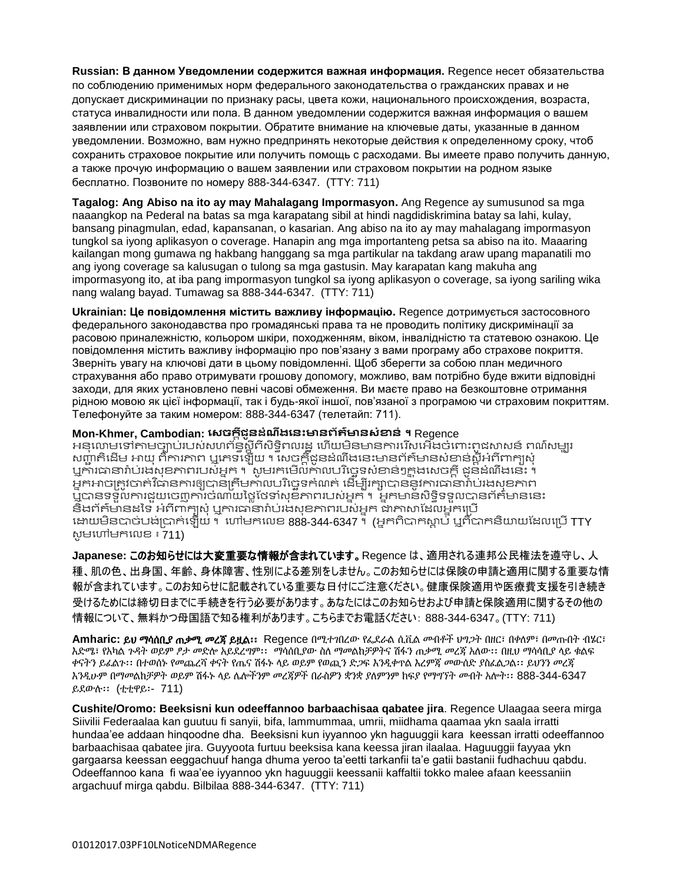**Russian: В данном Уведомлении содержится важная информация.** Regence несет обязательства по соблюдению применимых норм федерального законодательства о гражданских правах и не допускает дискриминации по признаку расы, цвета кожи, национального происхождения, возраста, статуса инвалидности или пола. В данном уведомлении содержится важная информация о вашем заявлении или страховом покрытии. Обратите внимание на ключевые даты, указанные в данном уведомлении. Возможно, вам нужно предпринять некоторые действия к определенному сроку, чтоб сохранить страховое покрытие или получить помощь с расходами. Вы имеете право получить данную, а также прочую информацию о вашем заявлении или страховом покрытии на родном языке бесплатно. Позвоните по номеру 888-344-6347. (TTY: 711)

**Tagalog: Ang Abiso na ito ay may Mahalagang Impormasyon.** Ang Regence ay sumusunod sa mga naaangkop na Pederal na batas sa mga karapatang sibil at hindi nagdidiskrimina batay sa lahi, kulay, bansang pinagmulan, edad, kapansanan, o kasarian. Ang abiso na ito ay may mahalagang impormasyon tungkol sa iyong aplikasyon o coverage. Hanapin ang mga importanteng petsa sa abiso na ito. Maaaring kailangan mong gumawa ng hakbang hanggang sa mga partikular na takdang araw upang mapanatili mo ang iyong coverage sa kalusugan o tulong sa mga gastusin. May karapatan kang makuha ang impormasyong ito, at iba pang impormasyon tungkol sa iyong aplikasyon o coverage, sa iyong sariling wika nang walang bayad. Tumawag sa 888-344-6347. (TTY: 711)

**Ukrainian: Це повідомлення містить важливу інформацію.** Regence дотримується застосовного федерального законодавства про громадянські права та не проводить політику дискримінації за расовою приналежністю, кольором шкіри, походженням, віком, інвалідністю та статевою ознакою. Це повідомлення містить важливу інформацію про пов'язану з вами програму або страхове покриття. Зверніть увагу на ключові дати в цьому повідомленні. Щоб зберегти за собою план медичного страхування або право отримувати грошову допомогу, можливо, вам потрібно буде вжити відповідні заходи, для яких установлено певні часові обмеження. Ви маєте право на безкоштовне отримання рідною мовою як цієї інформації, так і будь-якої іншої, пов'язаної з програмою чи страховим покриттям. Телефонуйте за таким номером: 888-344-6347 (телетайп: 711).

**Mon-Khmer, Cambodian: សេចក្ដីជូនដំណឹងនេះមានព័ត៌មានសំខាន់ ។** Regence អនុលោមទៅតាមច្បាប់របស់សហព័ន្ធស្ដីពីសិទ្ធិពលរដ្ឋ ហើយមិនមានការរើសអើងចំពោះពូជសាសន៍ ពណ៌សម្បុរ សញ្ជាតិដើម អាយុ ពិការភាព ឬភេទឡើយ ។ សេចក្ដីជូនដំណឹងនេះមានព័ត៌មានសំខាន់ស្ដីអំពីពាក្យសុំ ឬការធានារ៉ាប់រងសុខភាពរបស់អ្នក ។ សូមរកមើលកាលបរិច្ឆេទសំខាន់ៗក្នុងសេចក្ដី ជូនដំណឹងនេះ ។ អ្នកអាចត្រូវចាត់វិធានការឲ្យបានត្រឹមកាលបរិច្ឆេទកំណត់ ដើម្បីរក្សាបាននូវការធានារ៉ាប់រងសុខភាព ឬបានទទួលការជួយចេញការចំណាយថ្លៃថែទាំសុខភាពរបស់អ្នក ។ អ្នកមានសិទ្ធិទទួលបានព័ត៌មាននេះ និងព័ត៌មានដទៃ អំពីពាក្យសុំ ឬការធានារ៉ាប់រងសុខភាពរបស់អ្នក ជាភាសាដែលអ្នកប្រើ ដោយមិនបាច់បង់ប្រាក់ឡើយ ។ ហៅមកលេខ 888-344-6347 ។ (អ្នកពិបាកស្ដាប់ ឬពិបាកនិយាយដែលប្រើ TTY សូមហៅមកលេខ ៖ 711)

**Japanese: このお知らせには大変重要な情報が含まれています。** Regence は、適用される連邦公民権法を遵守し、人種、肌の色、出身国、年齢、身体障害、性別による差別をしません。このお知らせには保険の申請と適用に関する重要な情報が含まれています。このお知らせに記載されている重要な日付にご注意ください。健康保険適用や医療費支援を引き続き受けるためには締切日までに手続きを行う必要があります。あなたにはこのお知らせおよび申請と保険適用に関するその他の情報について、無料かつ母国語で知る権利があります。こちらまでお電話ください: 888-344-6347。(TTY: 711)

**Amharic: ይህ ማሳሰቢያ ጠቃሚ መረጃ ይዟል፡፡** Regence በሚተገበረው የፌደራል ሲቪል መብቶች ህግጋት በዘር፣ በቀለም፣ በመጡበት ብሄር፣ እድሜ፣ የአካል ጉዳት ወይም ፆታ መድሎ አይደረግም፡፡ ማሳሰቢያው ስለ ማመልከቻዎትና ሽፋኑ ጠቃሚ መረጃ አለው፡፡ በዚህ ማሳሳቢያ ላይ ቁልፍ ቀናትን ይፈልጉ፡፡ በተወሰኑ የመጨረሻ ቀናት የጤና ሽፋኑ ላይ ወይም የወጪን ድጋፍ እንዲቀጥል እርምጃ መውሰድ ያስፈልጋል፡፡ ይህንን መረጃ እንዲሁም በማመልከቻዎት ወይም ሽፋኑ ላይ ሌሎችንም መረጃዎች በራስዎን ቋንቋ ያለምንም ክፍያ የማግኘት መብት አሎት፡፡ 888-344-6347 ይደውሉ፡፡ (ቲቲዋይ፡- 711)

**Cushite/Oromo: Beeksisni kun odeeffannoo barbaachisaa qabatee jira**. Regence Ulaagaa seera mirga Siivilii Federaalaa kan guutuu fi sanyii, bifa, lammummaa, umrii, miidhama qaamaa ykn saala irratti hundaa'ee addaan hinqoodne dha. Beeksisni kun iyyannoo ykn haguuggii kara keessan irratti odeeffannoo barbaachisaa qabatee jira. Guyyoota furtuu beeksisa kana keessa jiran ilaalaa. Haguuggii fayyaa ykn gargaarsa keessan eeggachuuf hanga dhuma yeroo ta'eetti tarkanfii ta'e gatii bastanii fudhachuu qabdu. Odeeffannoo kana fi waa'ee iyyannoo ykn haguuggii keessanii kaffaltii tokko malee afaan keessaniin argachuuf mirga qabdu. Bilbilaa 888-344-6347. (TTY: 711)

01012017.03PF10LNoticeNDMARegence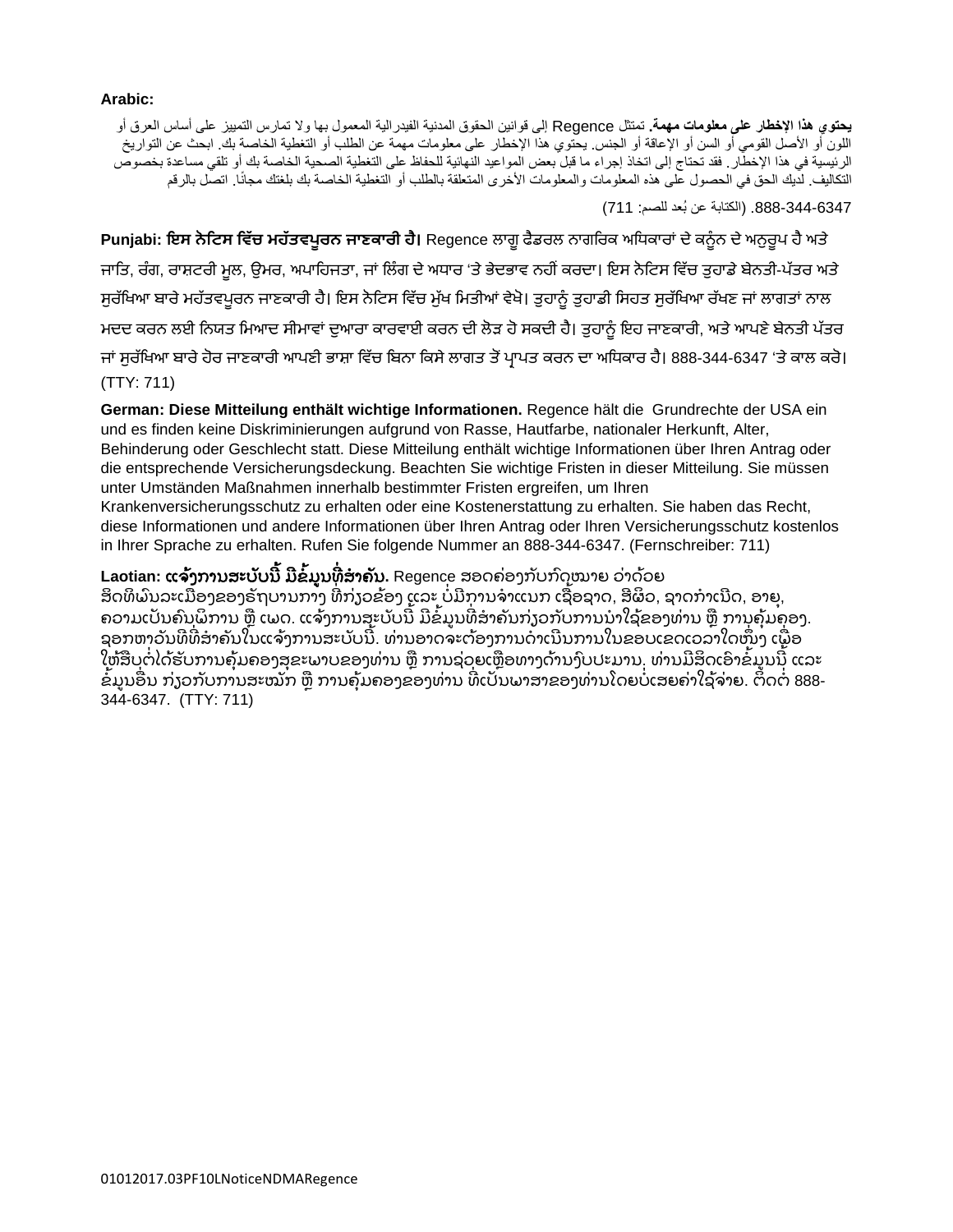**Arabic:**

**يحتوي هذا الإخطار على معلومات مهمة.** تمتثل Regence إلى قوانين الحقوق المدنية الفيدرالية المعمول بها ولا تمارس التمييز على أساس العرق أو اللون أو الأصل القومي أو السن أو الإعاقة أو الجنس. يحتوي هذا الإخطار على معلومات مهمة عن الطلب أو التغطية الخاصة بك. ابحث عن التواريخ الرئيسية في هذا الإخطار. فقد تحتاج إلى اتخاذ إجراء ما قبل بعض المواعيد النهائية للحفاظ على التغطية الصحية الخاصة بك أو تلقي مساعدة بخصوص التكاليف. لديك الحق في الحصول على هذه المعلومات والمعلومات الأخرى المتعلقة بالطلب أو التغطية الخاصة بك بلغتك مجانًا. اتصل بالرقم 888-344-6347. (الكتابة عن بُعد للصم: 711)

**Punjabi: ਇਸ ਨੋਟਿਸ ਵਿੱਚ ਮਹੱਤਵਪੂਰਨ ਜਾਣਕਾਰੀ ਹੈ।** Regence ਲਾਗੂ ਫੈਡਰਲ ਨਾਗਰਿਕ ਅਧਿਕਾਰਾਂ ਦੇ ਕਨੂੰਨ ਦੇ ਅਨੁਰੂਪ ਹੈ ਅਤੇ ਜਾਤਿ, ਰੰਗ, ਰਾਸ਼ਟਰੀ ਮੂਲ, ਉਮਰ, ਅਪਾਹਿਜਤਾ, ਜਾਂ ਲਿੰਗ ਦੇ ਅਧਾਰ 'ਤੇ ਭੇਦਭਾਵ ਨਹੀਂ ਕਰਦਾ। ਇਸ ਨੋਟਿਸ ਵਿੱਚ ਤੁਹਾਡੇ ਬੇਨਤੀ-ਪੱਤਰ ਅਤੇ ਸੁਰੱਖਿਆ ਬਾਰੇ ਮਹੱਤਵਪੂਰਨ ਜਾਣਕਾਰੀ ਹੈ। ਇਸ ਨੋਟਿਸ ਵਿੱਚ ਮੁੱਖ ਮਿਤੀਆਂ ਵੇਖੋ। ਤੁਹਾਨੂੰ ਤੁਹਾਡੀ ਸਿਹਤ ਸੁਰੱਖਿਆ ਰੱਖਣ ਜਾਂ ਲਾਗਤਾਂ ਨਾਲ ਮਦਦ ਕਰਨ ਲਈ ਨਿਯਤ ਮਿਆਦ ਸੀਮਾਵਾਂ ਦੁਆਰਾ ਕਾਰਵਾਈ ਕਰਨ ਦੀ ਲੋੜ ਹੋ ਸਕਦੀ ਹੈ। ਤੁਹਾਨੂੰ ਇਹ ਜਾਣਕਾਰੀ, ਅਤੇ ਆਪਣੇ ਬੇਨਤੀ ਪੱਤਰ ਜਾਂ ਸੁਰੱਖਿਆ ਬਾਰੇ ਹੋਰ ਜਾਣਕਾਰੀ ਆਪਣੀ ਭਾਸ਼ਾ ਵਿੱਚ ਬਿਨਾ ਕਿਸੇ ਲਾਗਤ ਤੋਂ ਪ੍ਰਾਪਤ ਕਰਨ ਦਾ ਅਧਿਕਾਰ ਹੈ। 888-344-6347 'ਤੇ ਕਾਲ ਕਰੋ। (TTY: 711)

**German: Diese Mitteilung enthält wichtige Informationen.** Regence hält die Grundrechte der USA ein und es finden keine Diskriminierungen aufgrund von Rasse, Hautfarbe, nationaler Herkunft, Alter, Behinderung oder Geschlecht statt. Diese Mitteilung enthält wichtige Informationen über Ihren Antrag oder die entsprechende Versicherungsdeckung. Beachten Sie wichtige Fristen in dieser Mitteilung. Sie müssen unter Umständen Maßnahmen innerhalb bestimmter Fristen ergreifen, um Ihren Krankenversicherungsschutz zu erhalten oder eine Kostenerstattung zu erhalten. Sie haben das Recht, diese Informationen und andere Informationen über Ihren Antrag oder Ihren Versicherungsschutz kostenlos in Ihrer Sprache zu erhalten. Rufen Sie folgende Nummer an 888-344-6347. (Fernschreiber: 711)

**Laotian: ແຈ້ງການສະບັບນີ້ ມີຂໍ້ມູນທີ່ສຳຄັນ.** Regence ສອດຄ່ອງກັບກົດໝາຍ ວ່າດ້ວຍ ສິດທິພົນລະເມືອງຂອງຣັຖບານກາງ ທີ່ກ່ຽວຂ້ອງ ແລະ ບໍ່ມີການຈຳແນກ ເຊື້ອຊາດ, ສີຜິວ, ຊາດກຳເນີດ, ອາຍຸ, ຄວາມເປັນຄົນພິການ ຫຼື ເພດ. ແຈ້ງການສະບັບນີ້ ມີຂໍ້ມູນທີ່ສຳຄັນກ່ຽວກັບການນຳໃຊ້ຂອງທ່ານ ຫຼື ການຄຸ້ມຄອງ. ຊອກຫາວັນທີທີ່ສຳຄັນໃນແຈ້ງການສະບັບນີ້. ທ່ານອາດຈະຕ້ອງການດຳເນີນການໃນຂອບເຂດເວລາໃດໜຶ່ງ ເພື່ອໃຫ້ສືບຕໍ່ໄດ້ຮັບການຄຸ້ມຄອງສຸຂະພາບຂອງທ່ານ ຫຼື ການຊ່ວຍເຫຼືອທາງດ້ານງົບປະມານ. ທ່ານມີສິດເອົາຂໍ້ມູນນີ້ ແລະ ຂໍ້ມູນອື່ນ ກ່ຽວກັບການສະໝັກ ຫຼື ການຄຸ້ມຄອງຂອງທ່ານ ທີ່ເປັນພາສາຂອງທ່ານໂດຍບໍ່ເສຍຄ່າໃຊ້ຈ່າຍ. ຕິດຕໍ່ 888-344-6347. (TTY: 711)

01012017.03PF10LNoticeNDMARegence